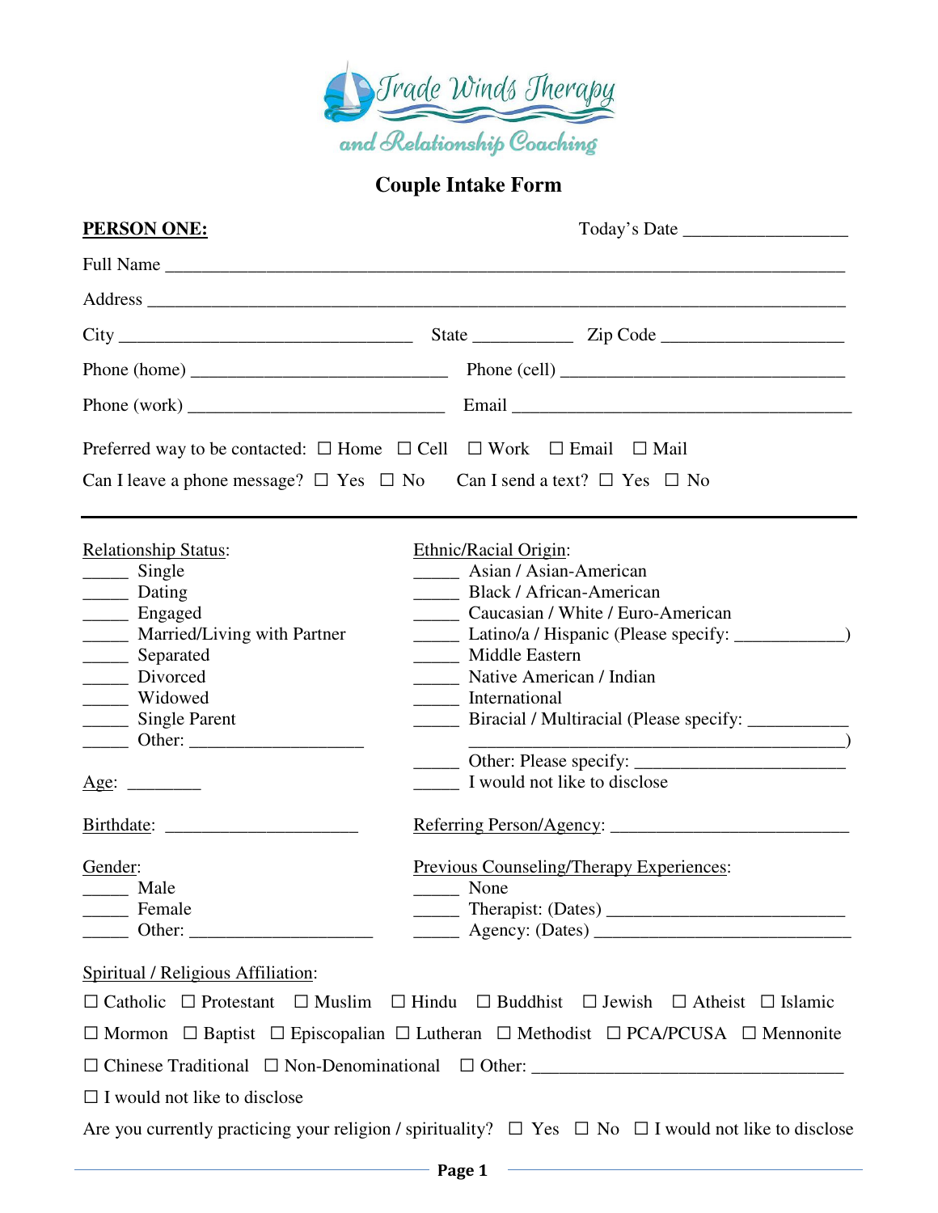Trade Winds Therapy and Relationship Coaching

# Couple Intake Form

**PERSON ONE:** Today's Date __________________

Full Name ________________________________________________________________________

Address __________________________________________________________________________

City _________________________________ State ___________ Zip Code ____________________

Phone (home) ____________________________ Phone (cell) _______________________________

Phone (work) ____________________________ Email _____________________________________

Preferred way to be contacted: ☐ Home ☐ Cell ☐ Work ☐ Email ☐ Mail

Can I leave a phone message? ☐ Yes ☐ No Can I send a text? ☐ Yes ☐ No

---

Relationship Status:
- _____ Single
- _____ Dating
- _____ Engaged
- _____ Married/Living with Partner
- _____ Separated
- _____ Divorced
- _____ Widowed
- _____ Single Parent
- _____ Other: ____________________

Age: ________

Birthdate: ______________________

Gender:
- _____ Male
- _____ Female
- _____ Other: ____________________

Ethnic/Racial Origin:
- _____ Asian / Asian-American
- _____ Black / African-American
- _____ Caucasian / White / Euro-American
- _____ Latino/a / Hispanic (Please specify: ____________)
- _____ Middle Eastern
- _____ Native American / Indian
- _____ International
- _____ Biracial / Multiracial (Please specify: ___________ ______________________________________)
- _____ Other: Please specify: _______________________
- _____ I would not like to disclose

Referring Person/Agency: __________________________

Previous Counseling/Therapy Experiences:
- _____ None
- _____ Therapist: (Dates) __________________________
- _____ Agency: (Dates) ____________________________

Spiritual / Religious Affiliation:

☐ Catholic ☐ Protestant ☐ Muslim ☐ Hindu ☐ Buddhist ☐ Jewish ☐ Atheist ☐ Islamic

☐ Mormon ☐ Baptist ☐ Episcopalian ☐ Lutheran ☐ Methodist ☐ PCA/PCUSA ☐ Mennonite

☐ Chinese Traditional ☐ Non-Denominational ☐ Other: __________________________________

☐ I would not like to disclose

Are you currently practicing your religion / spirituality? ☐ Yes ☐ No ☐ I would not like to disclose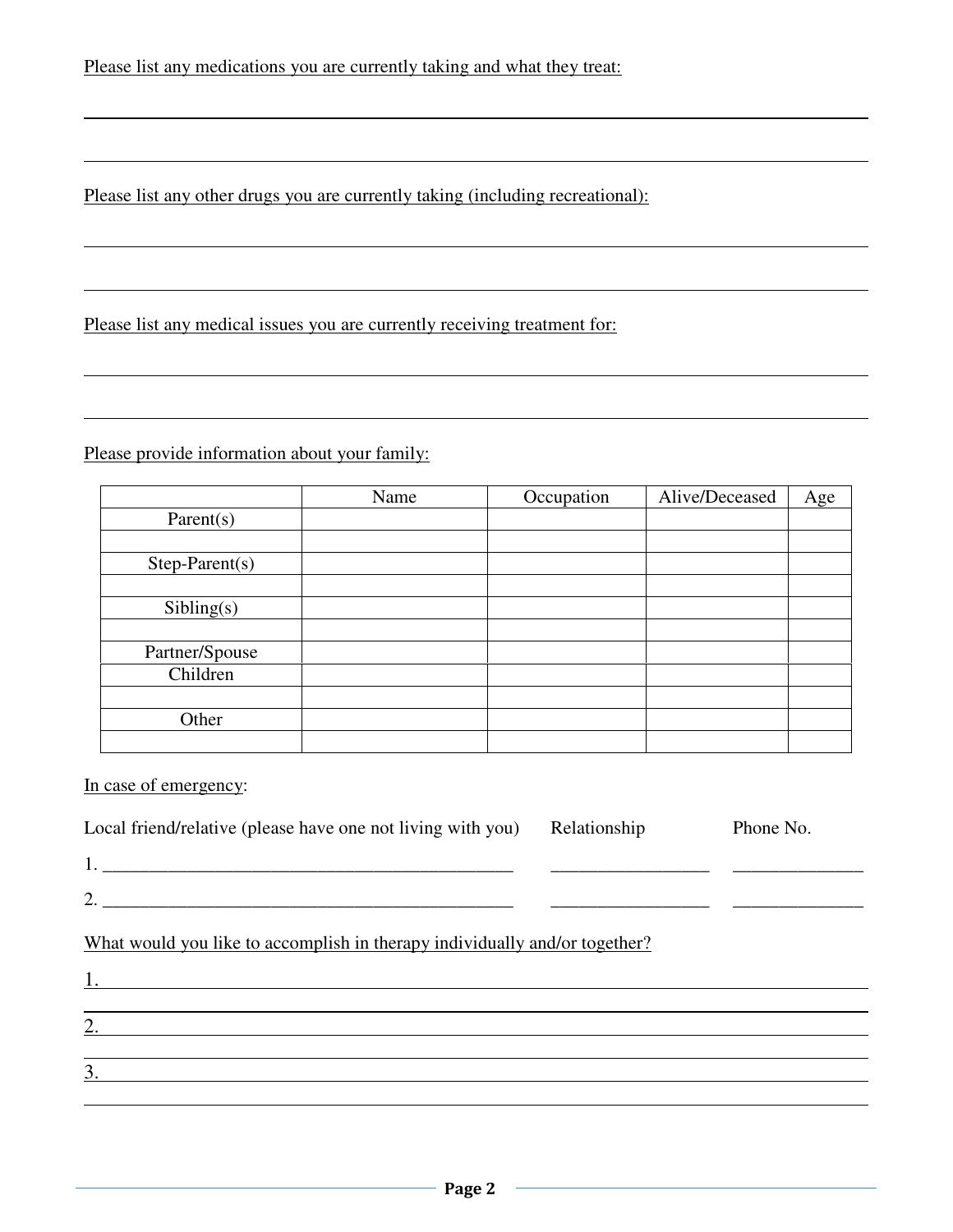Please list any medications you are currently taking and what they treat:

\_\_\_\_\_\_\_\_\_\_\_\_\_\_\_\_\_\_\_\_\_\_\_\_\_\_\_\_\_\_\_\_\_\_\_\_\_\_\_\_\_\_\_\_\_\_\_\_\_\_\_\_\_\_\_\_\_\_\_\_\_\_\_\_\_\_\_\_\_\_\_\_

\_\_\_\_\_\_\_\_\_\_\_\_\_\_\_\_\_\_\_\_\_\_\_\_\_\_\_\_\_\_\_\_\_\_\_\_\_\_\_\_\_\_\_\_\_\_\_\_\_\_\_\_\_\_\_\_\_\_\_\_\_\_\_\_\_\_\_\_\_\_\_\_

Please list any other drugs you are currently taking (including recreational):

\_\_\_\_\_\_\_\_\_\_\_\_\_\_\_\_\_\_\_\_\_\_\_\_\_\_\_\_\_\_\_\_\_\_\_\_\_\_\_\_\_\_\_\_\_\_\_\_\_\_\_\_\_\_\_\_\_\_\_\_\_\_\_\_\_\_\_\_\_\_\_\_

\_\_\_\_\_\_\_\_\_\_\_\_\_\_\_\_\_\_\_\_\_\_\_\_\_\_\_\_\_\_\_\_\_\_\_\_\_\_\_\_\_\_\_\_\_\_\_\_\_\_\_\_\_\_\_\_\_\_\_\_\_\_\_\_\_\_\_\_\_\_\_\_

Please list any medical issues you are currently receiving treatment for:

\_\_\_\_\_\_\_\_\_\_\_\_\_\_\_\_\_\_\_\_\_\_\_\_\_\_\_\_\_\_\_\_\_\_\_\_\_\_\_\_\_\_\_\_\_\_\_\_\_\_\_\_\_\_\_\_\_\_\_\_\_\_\_\_\_\_\_\_\_\_\_\_

\_\_\_\_\_\_\_\_\_\_\_\_\_\_\_\_\_\_\_\_\_\_\_\_\_\_\_\_\_\_\_\_\_\_\_\_\_\_\_\_\_\_\_\_\_\_\_\_\_\_\_\_\_\_\_\_\_\_\_\_\_\_\_\_\_\_\_\_\_\_\_\_

Please provide information about your family:

| | Name | Occupation | Alive/Deceased | Age |
|---|---|---|---|---|
| Parent(s) | | | | |
| | | | | |
| Step-Parent(s) | | | | |
| | | | | |
| Sibling(s) | | | | |
| | | | | |
| Partner/Spouse | | | | |
| Children | | | | |
| | | | | |
| Other | | | | |
| | | | | |

In case of emergency:

Local friend/relative (please have one not living with you) Relationship Phone No.

1. \_\_\_\_\_\_\_\_\_\_\_\_\_\_\_\_\_\_\_\_\_\_\_\_\_\_\_\_\_\_\_\_\_\_\_\_\_\_\_\_\_\_\_\_ \_\_\_\_\_\_\_\_\_\_\_\_\_\_\_\_\_ \_\_\_\_\_\_\_\_\_\_\_\_\_\_

2. \_\_\_\_\_\_\_\_\_\_\_\_\_\_\_\_\_\_\_\_\_\_\_\_\_\_\_\_\_\_\_\_\_\_\_\_\_\_\_\_\_\_\_\_ \_\_\_\_\_\_\_\_\_\_\_\_\_\_\_\_\_ \_\_\_\_\_\_\_\_\_\_\_\_\_\_

What would you like to accomplish in therapy individually and/or together?

1. \_\_\_\_\_\_\_\_\_\_\_\_\_\_\_\_\_\_\_\_\_\_\_\_\_\_\_\_\_\_\_\_\_\_\_\_\_\_\_\_\_\_\_\_\_\_\_\_\_\_\_\_\_\_\_\_\_\_\_\_\_\_\_\_\_\_\_\_\_\_

2. \_\_\_\_\_\_\_\_\_\_\_\_\_\_\_\_\_\_\_\_\_\_\_\_\_\_\_\_\_\_\_\_\_\_\_\_\_\_\_\_\_\_\_\_\_\_\_\_\_\_\_\_\_\_\_\_\_\_\_\_\_\_\_\_\_\_\_\_\_\_

3. \_\_\_\_\_\_\_\_\_\_\_\_\_\_\_\_\_\_\_\_\_\_\_\_\_\_\_\_\_\_\_\_\_\_\_\_\_\_\_\_\_\_\_\_\_\_\_\_\_\_\_\_\_\_\_\_\_\_\_\_\_\_\_\_\_\_\_\_\_\_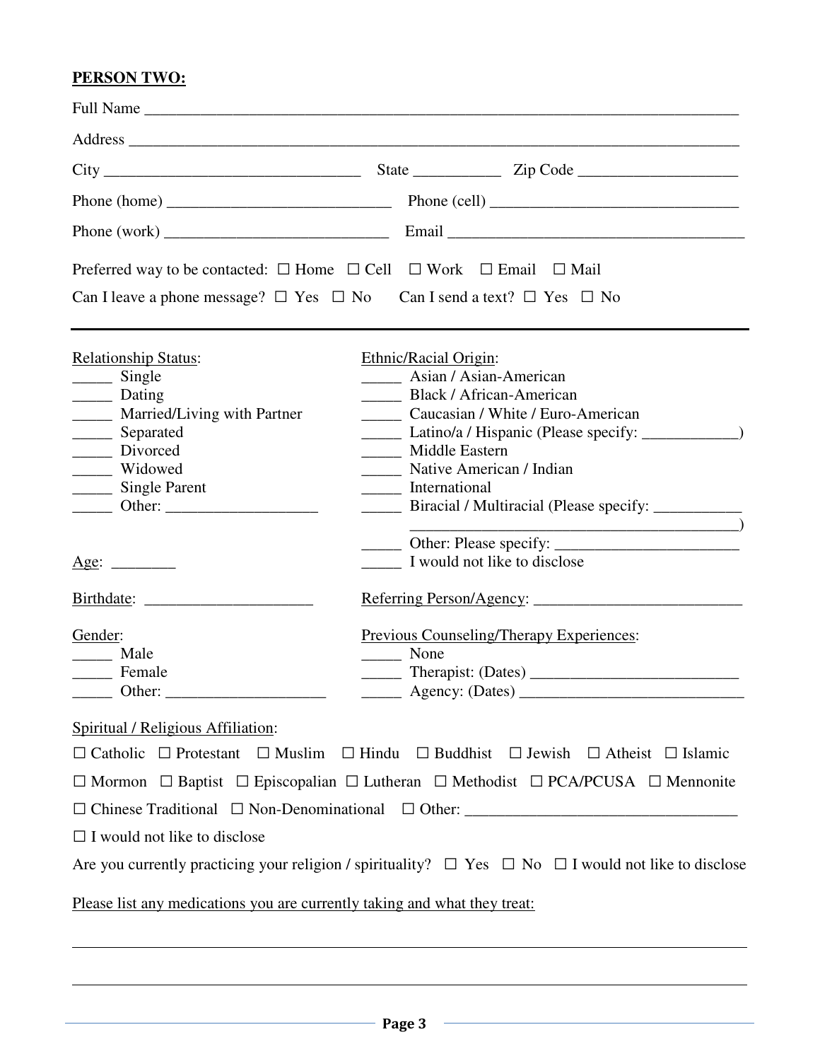**PERSON TWO:**

Full Name ___________________________________________________________________________

Address _____________________________________________________________________________

City ________________________________ State ___________ Zip Code ____________________

Phone (home) ____________________________ Phone (cell) _______________________________

Phone (work) ____________________________ Email _____________________________________

Preferred way to be contacted: ☐ Home ☐ Cell ☐ Work ☐ Email ☐ Mail

Can I leave a phone message? ☐ Yes ☐ No Can I send a text? ☐ Yes ☐ No

---

Relationship Status:

_____ Single
_____ Dating
_____ Married/Living with Partner
_____ Separated
_____ Divorced
_____ Widowed
_____ Single Parent
_____ Other: ___________________

Ethnic/Racial Origin:

_____ Asian / Asian-American
_____ Black / African-American
_____ Caucasian / White / Euro-American
_____ Latino/a / Hispanic (Please specify: ____________)
_____ Middle Eastern
_____ Native American / Indian
_____ International
_____ Biracial / Multiracial (Please specify: ___________ __________________________________________)
_____ Other: Please specify: _______________________
_____ I would not like to disclose

Age: ________

Birthdate: _____________________

Referring Person/Agency: __________________________

Gender:

_____ Male
_____ Female
_____ Other: ____________________

Previous Counseling/Therapy Experiences:

_____ None
_____ Therapist: (Dates) __________________________
_____ Agency: (Dates) ____________________________

Spiritual / Religious Affiliation:

☐ Catholic ☐ Protestant ☐ Muslim ☐ Hindu ☐ Buddhist ☐ Jewish ☐ Atheist ☐ Islamic

☐ Mormon ☐ Baptist ☐ Episcopalian ☐ Lutheran ☐ Methodist ☐ PCA/PCUSA ☐ Mennonite

☐ Chinese Traditional ☐ Non-Denominational ☐ Other: __________________________________

☐ I would not like to disclose

Are you currently practicing your religion / spirituality? ☐ Yes ☐ No ☐ I would not like to disclose

Please list any medications you are currently taking and what they treat:

_____________________________________________________________________________

_____________________________________________________________________________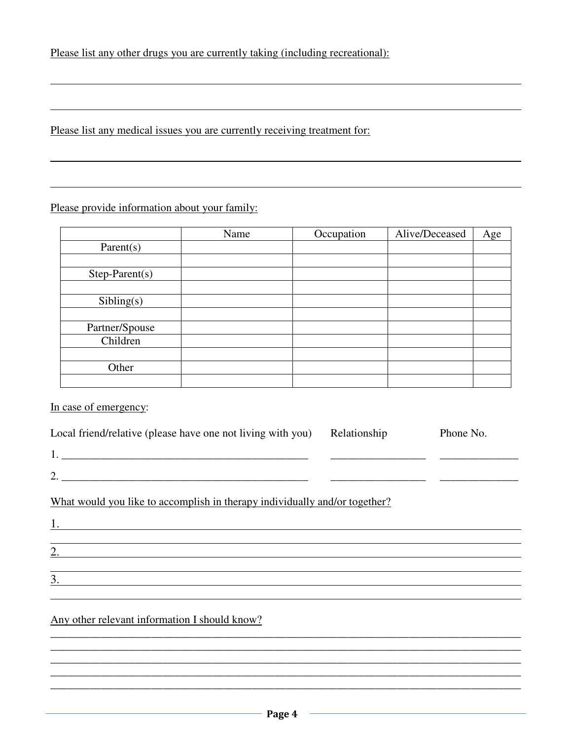Please list any other drugs you are currently taking (including recreational):

Please list any medical issues you are currently receiving treatment for:

Please provide information about your family:

| | Name | Occupation | Alive/Deceased | Age |
|---|---|---|---|---|
| Parent(s) | | | | |
| | | | | |
| Step-Parent(s) | | | | |
| | | | | |
| Sibling(s) | | | | |
| | | | | |
| Partner/Spouse | | | | |
| Children | | | | |
| | | | | |
| Other | | | | |
| | | | | |

In case of emergency:

Local friend/relative (please have one not living with you) Relationship Phone No.

1. ____________________________________________ _________________ ______________

2. ____________________________________________ _________________ ______________

What would you like to accomplish in therapy individually and/or together?

1.

2.

3.

Any other relevant information I should know?

_____________________________________________________________________________________
_____________________________________________________________________________________
_____________________________________________________________________________________
_____________________________________________________________________________________
_____________________________________________________________________________________